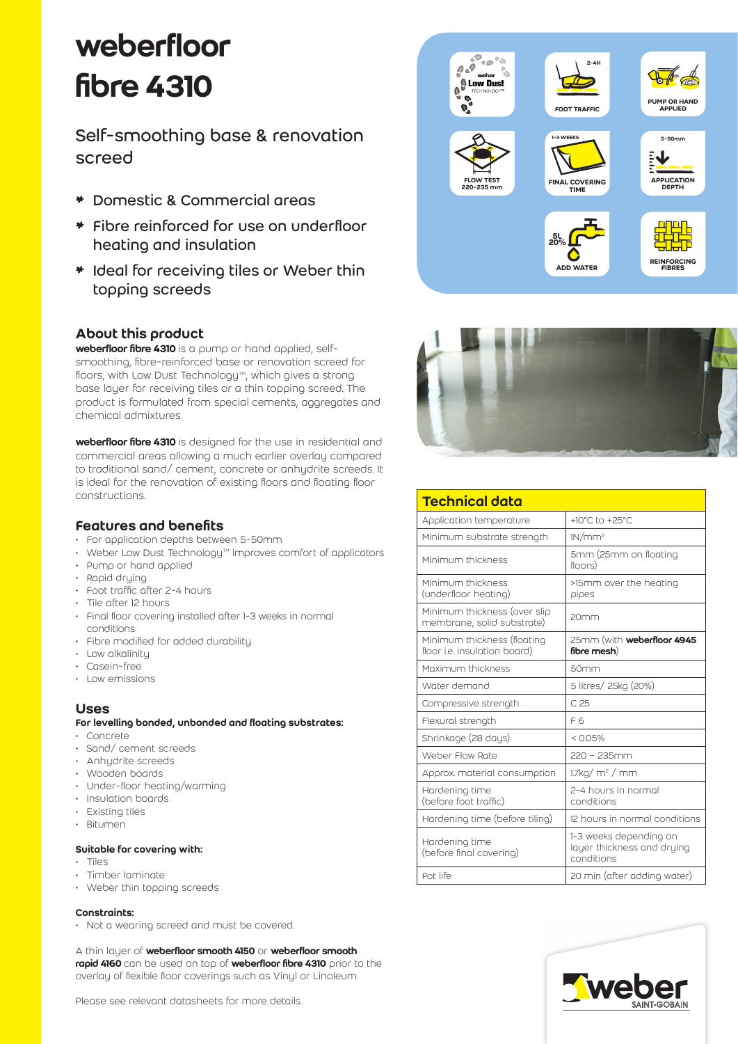# weberfloor fibre 4310

## Self-smoothing base & renovation screed

* Domestic & Commercial areas
* Fibre reinforced for use on underfloor heating and insulation
* Ideal for receiving tiles or Weber thin topping screeds

Low Dust Technology™ | 2-4H FOOT TRAFFIC | PUMP OR HAND APPLIED | FLOW TEST 220-235 mm | 1-3 WEEKS FINAL COVERING TIME | 5-50mm APPLICATION DEPTH | 5L 20% ADD WATER | REINFORCING FIBRES

### About this product

**weberfloor fibre 4310** is a pump or hand applied, self-smoothing, fibre-reinforced base or renovation screed for floors, with Low Dust Technology™, which gives a strong base layer for receiving tiles or a thin topping screed. The product is formulated from special cements, aggregates and chemical admixtures.

**weberfloor fibre 4310** is designed for the use in residential and commercial areas allowing a much earlier overlay compared to traditional sand/ cement, concrete or anhydrite screeds. It is ideal for the renovation of existing floors and floating floor constructions.

### Features and benefits

- For application depths between 5-50mm
- Weber Low Dust Technology™ improves comfort of applicators
- Pump or hand applied
- Rapid drying
- Foot traffic after 2-4 hours
- Tile after 12 hours
- Final floor covering installed after 1-3 weeks in normal conditions
- Fibre modified for added durability
- Low alkalinity
- Casein-free
- Low emissions

### Uses

**For levelling bonded, unbonded and floating substrates:**

- Concrete
- Sand/ cement screeds
- Anhydrite screeds
- Wooden boards
- Under-floor heating/warming
- Insulation boards
- Existing tiles
- Bitumen

**Suitable for covering with:**

- Tiles
- Timber laminate
- Weber thin topping screeds

**Constraints:**

- Not a wearing screed and must be covered.

A thin layer of **weberfloor smooth 4150** or **weberfloor smooth rapid 4160** can be used on top of **weberfloor fibre 4310** prior to the overlay of flexible floor coverings such as Vinyl or Linoleum.

Please see relevant datasheets for more details.

### Technical data

| Technical data | |
|---|---|
| Application temperature | +10°C to +25°C |
| Minimum substrate strength | 1N/mm² |
| Minimum thickness | 5mm (25mm on floating floors) |
| Minimum thickness (underfloor heating) | >15mm over the heating pipes |
| Minimum thickness (over slip membrane, solid substrate) | 20mm |
| Minimum thickness (floating floor i.e. insulation board) | 25mm (with **weberfloor 4945 fibre mesh**) |
| Maximum thickness | 50mm |
| Water demand | 5 litres/ 25kg (20%) |
| Compressive strength | C 25 |
| Flexural strength | F 6 |
| Shrinkage (28 days) | < 0.05% |
| Weber Flow Rate | 220 – 235mm |
| Approx. material consumption | 1.7kg/ m² / mm |
| Hardening time (before foot traffic) | 2-4 hours in normal conditions |
| Hardening time (before tiling) | 12 hours in normal conditions |
| Hardening time (before final covering) | 1-3 weeks depending on layer thickness and drying conditions |
| Pot life | 20 min (after adding water) |

weber SAINT-GOBAIN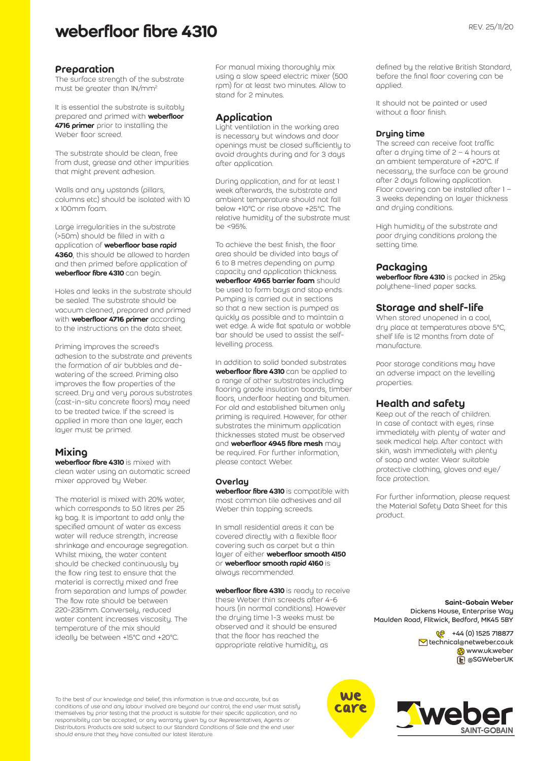# weberfloor fibre 4310

## Preparation

The surface strength of the substrate must be greater than 1N/mm²

It is essential the substrate is suitably prepared and primed with **weberfloor 4716 primer** prior to installing the Weber floor screed.

The substrate should be clean, free from dust, grease and other impurities that might prevent adhesion.

Walls and any upstands (pillars, columns etc) should be isolated with 10 x 100mm foam.

Large irregularities in the substrate (>50m) should be filled in with a application of **weberfloor base rapid 4360**, this should be allowed to harden and then primed before application of **weberfloor fibre 4310** can begin.

Holes and leaks in the substrate should be sealed. The substrate should be vacuum cleaned, prepared and primed with **weberfloor 4716 primer** according to the instructions on the data sheet.

Priming improves the screed's adhesion to the substrate and prevents the formation of air bubbles and de-watering of the screed. Priming also improves the flow properties of the screed. Dry and very porous substrates (cast-in-situ concrete floors) may need to be treated twice. If the screed is applied in more than one layer, each layer must be primed.

## Mixing

**weberfloor fibre 4310** is mixed with clean water using an automatic screed mixer approved by Weber.

The material is mixed with 20% water, which corresponds to 5.0 litres per 25 kg bag. It is important to add only the specified amount of water as excess water will reduce strength, increase shrinkage and encourage segregation. Whilst mixing, the water content should be checked continuously by the flow ring test to ensure that the material is correctly mixed and free from separation and lumps of powder. The flow rate should be between 220-235mm. Conversely, reduced water content increases viscosity. The temperature of the mix should ideally be between +15°C and +20°C.

For manual mixing thoroughly mix using a slow speed electric mixer (500 rpm) for at least two minutes. Allow to stand for 2 minutes.

## Application

Light ventilation in the working area is necessary but windows and door openings must be closed sufficiently to avoid draughts during and for 3 days after application.

During application, and for at least 1 week afterwards, the substrate and ambient temperature should not fall below +10°C or rise above +25°C. The relative humidity of the substrate must be <95%.

To achieve the best finish, the floor area should be divided into bays of 6 to 8 metres depending on pump capacity and application thickness. **weberfloor 4965 barrier foam** should be used to form bays and stop ends. Pumping is carried out in sections so that a new section is pumped as quickly as possible and to maintain a wet edge. A wide flat spatula or wobble bar should be used to assist the self-levelling process.

In addition to solid bonded substrates **weberfloor fibre 4310** can be applied to a range of other substrates including flooring grade insulation boards, timber floors, underfloor heating and bitumen. For old and established bitumen only priming is required. However, for other substrates the minimum application thicknesses stated must be observed and **weberfloor 4945 fibre mesh** may be required. For further information, please contact Weber.

### Overlay

**weberfloor fibre 4310** is compatible with most common tile adhesives and all Weber thin topping screeds.

In small residential areas it can be covered directly with a flexible floor covering such as carpet but a thin layer of either **weberfloor smooth 4150** or **weberfloor smooth rapid 4160** is always recommended.

**weberfloor fibre 4310** is ready to receive these Weber thin screeds after 4-6 hours (in normal conditions). However the drying time 1-3 weeks must be observed and it should be ensured that the floor has reached the appropriate relative humidity, as defined by the relative British Standard, before the final floor covering can be applied.

It should not be painted or used without a floor finish.

### Drying time

The screed can receive foot traffic after a drying time of 2 – 4 hours at an ambient temperature of +20°C. If necessary, the surface can be ground after 2 days following application. Floor covering can be installed after 1 – 3 weeks depending on layer thickness and drying conditions.

High humidity of the substrate and poor drying conditions prolong the setting time.

## Packaging

**weberfloor fibre 4310** is packed in 25kg polythene-lined paper sacks.

## Storage and shelf-life

When stored unopened in a cool, dry place at temperatures above 5°C, shelf life is 12 months from date of manufacture.

Poor storage conditions may have an adverse impact on the levelling properties.

## Health and safety

Keep out of the reach of children. In case of contact with eyes, rinse immediately with plenty of water and seek medical help. After contact with skin, wash immediately with plenty of soap and water. Wear suitable protective clothing, gloves and eye/face protection.

For further information, please request the Material Safety Data Sheet for this product.

**Saint-Gobain Weber**
Dickens House, Enterprise Way
Maulden Road, Flitwick, Bedford, MK45 5BY

+44 (0) 1525 718877
technical@netweber.co.uk
www.uk.weber
@SGWeberUK

To the best of our knowledge and belief, this information is true and accurate, but as conditions of use and any labour involved are beyond our control, the end user must satisfy themselves by prior testing that the product is suitable for their specific application, and no responsibility can be accepted, or any warranty given by our Representatives, Agents or Distributors. Products are sold subject to our Standard Conditions of Sale and the end user should ensure that they have consulted our latest literature.

we care

weber SAINT-GOBAIN